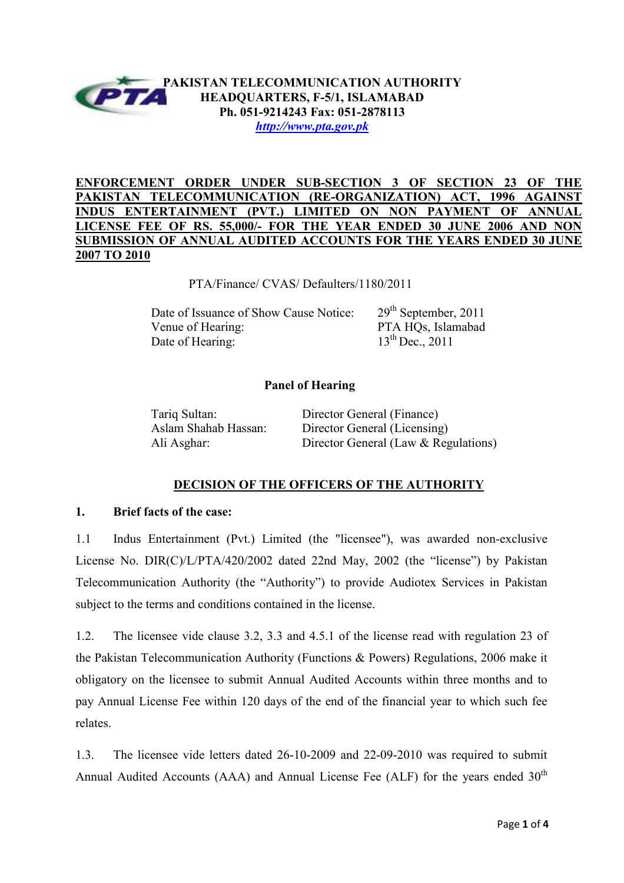**PAKISTAN TELECOMMUNICATION AUTHORITY**
**HEADQUARTERS, F-5/1, ISLAMABAD**
**Ph. 051-9214243 Fax: 051-2878113**
***http://www.pta.gov.pk***

**ENFORCEMENT ORDER UNDER SUB-SECTION 3 OF SECTION 23 OF THE PAKISTAN TELECOMMUNICATION (RE-ORGANIZATION) ACT, 1996 AGAINST INDUS ENTERTAINMENT (PVT.) LIMITED ON NON PAYMENT OF ANNUAL LICENSE FEE OF RS. 55,000/- FOR THE YEAR ENDED 30 JUNE 2006 AND NON SUBMISSION OF ANNUAL AUDITED ACCOUNTS FOR THE YEARS ENDED 30 JUNE 2007 TO 2010**

PTA/Finance/ CVAS/ Defaulters/1180/2011

| | |
|---|---|
| Date of Issuance of Show Cause Notice: | 29th September, 2011 |
| Venue of Hearing: | PTA HQs, Islamabad |
| Date of Hearing: | 13th Dec., 2011 |

**Panel of Hearing**

| | |
|---|---|
| Tariq Sultan: | Director General (Finance) |
| Aslam Shahab Hassan: | Director General (Licensing) |
| Ali Asghar: | Director General (Law & Regulations) |

## DECISION OF THE OFFICERS OF THE AUTHORITY

**1. Brief facts of the case:**

1.1 Indus Entertainment (Pvt.) Limited (the "licensee"), was awarded non-exclusive License No. DIR(C)/L/PTA/420/2002 dated 22nd May, 2002 (the "license") by Pakistan Telecommunication Authority (the "Authority") to provide Audiotex Services in Pakistan subject to the terms and conditions contained in the license.

1.2. The licensee vide clause 3.2, 3.3 and 4.5.1 of the license read with regulation 23 of the Pakistan Telecommunication Authority (Functions & Powers) Regulations, 2006 make it obligatory on the licensee to submit Annual Audited Accounts within three months and to pay Annual License Fee within 120 days of the end of the financial year to which such fee relates.

1.3. The licensee vide letters dated 26-10-2009 and 22-09-2010 was required to submit Annual Audited Accounts (AAA) and Annual License Fee (ALF) for the years ended 30th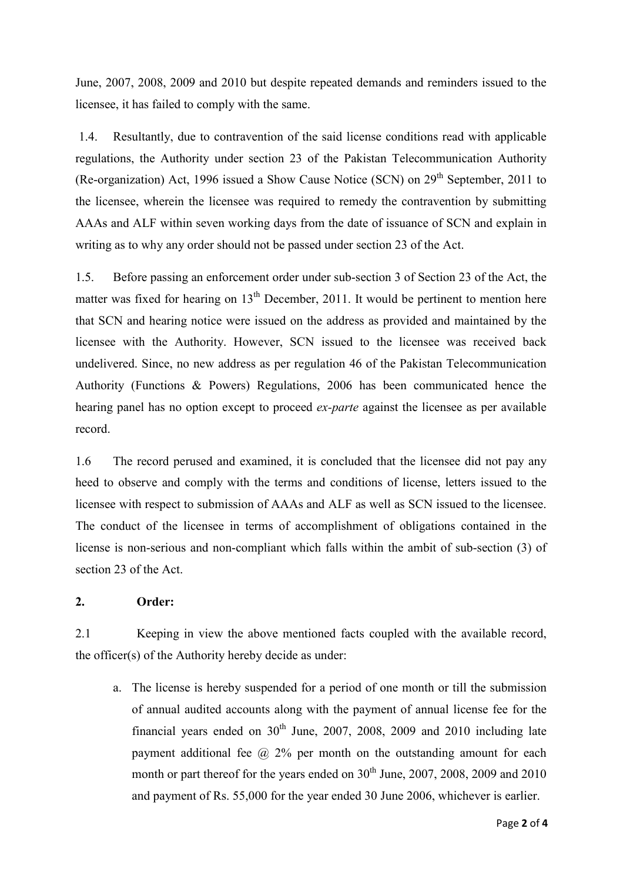June, 2007, 2008, 2009 and 2010 but despite repeated demands and reminders issued to the licensee, it has failed to comply with the same.

1.4. Resultantly, due to contravention of the said license conditions read with applicable regulations, the Authority under section 23 of the Pakistan Telecommunication Authority (Re-organization) Act, 1996 issued a Show Cause Notice (SCN) on 29th September, 2011 to the licensee, wherein the licensee was required to remedy the contravention by submitting AAAs and ALF within seven working days from the date of issuance of SCN and explain in writing as to why any order should not be passed under section 23 of the Act.

1.5. Before passing an enforcement order under sub-section 3 of Section 23 of the Act, the matter was fixed for hearing on 13th December, 2011. It would be pertinent to mention here that SCN and hearing notice were issued on the address as provided and maintained by the licensee with the Authority. However, SCN issued to the licensee was received back undelivered. Since, no new address as per regulation 46 of the Pakistan Telecommunication Authority (Functions & Powers) Regulations, 2006 has been communicated hence the hearing panel has no option except to proceed *ex-parte* against the licensee as per available record.

1.6 The record perused and examined, it is concluded that the licensee did not pay any heed to observe and comply with the terms and conditions of license, letters issued to the licensee with respect to submission of AAAs and ALF as well as SCN issued to the licensee. The conduct of the licensee in terms of accomplishment of obligations contained in the license is non-serious and non-compliant which falls within the ambit of sub-section (3) of section 23 of the Act.

## 2. Order:

2.1 Keeping in view the above mentioned facts coupled with the available record, the officer(s) of the Authority hereby decide as under:

a. The license is hereby suspended for a period of one month or till the submission of annual audited accounts along with the payment of annual license fee for the financial years ended on 30th June, 2007, 2008, 2009 and 2010 including late payment additional fee @ 2% per month on the outstanding amount for each month or part thereof for the years ended on 30th June, 2007, 2008, 2009 and 2010 and payment of Rs. 55,000 for the year ended 30 June 2006, whichever is earlier.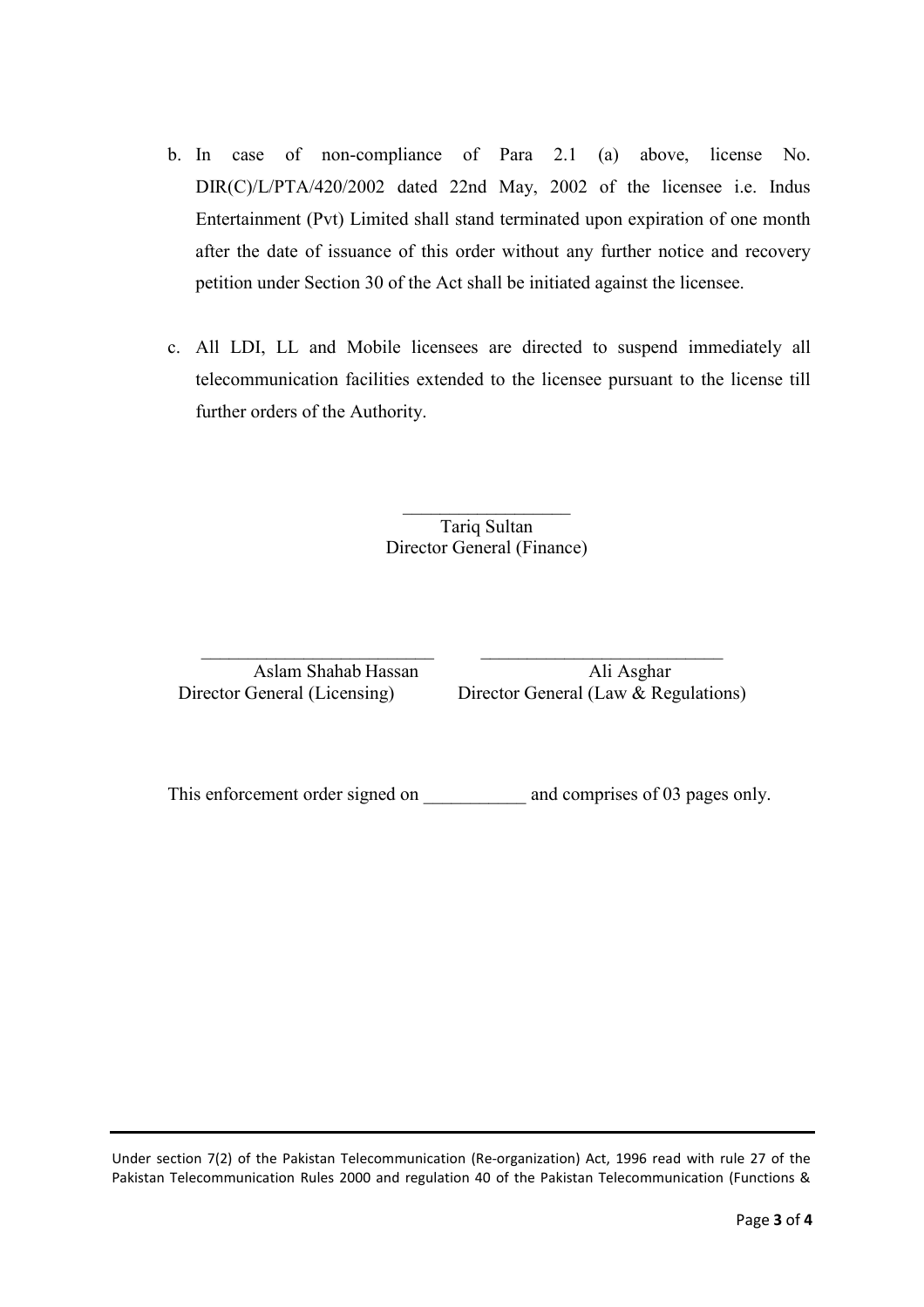b. In case of non-compliance of Para 2.1 (a) above, license No. DIR(C)/L/PTA/420/2002 dated 22nd May, 2002 of the licensee i.e. Indus Entertainment (Pvt) Limited shall stand terminated upon expiration of one month after the date of issuance of this order without any further notice and recovery petition under Section 30 of the Act shall be initiated against the licensee.

c. All LDI, LL and Mobile licensees are directed to suspend immediately all telecommunication facilities extended to the licensee pursuant to the license till further orders of the Authority.

\_\_\_\_\_\_\_\_\_\_\_\_\_\_\_\_\_\_

Tariq Sultan
Director General (Finance)

| \_\_\_\_\_\_\_\_\_\_\_\_\_\_\_\_\_\_\_\_\_\_\_\_\_ | \_\_\_\_\_\_\_\_\_\_\_\_\_\_\_\_\_\_\_\_\_\_\_\_\_\_ |
|---|---|
| Aslam Shahab Hassan | Ali Asghar |
| Director General (Licensing) | Director General (Law & Regulations) |

This enforcement order signed on \_\_\_\_\_\_\_\_\_\_\_ and comprises of 03 pages only.

Under section 7(2) of the Pakistan Telecommunication (Re-organization) Act, 1996 read with rule 27 of the Pakistan Telecommunication Rules 2000 and regulation 40 of the Pakistan Telecommunication (Functions &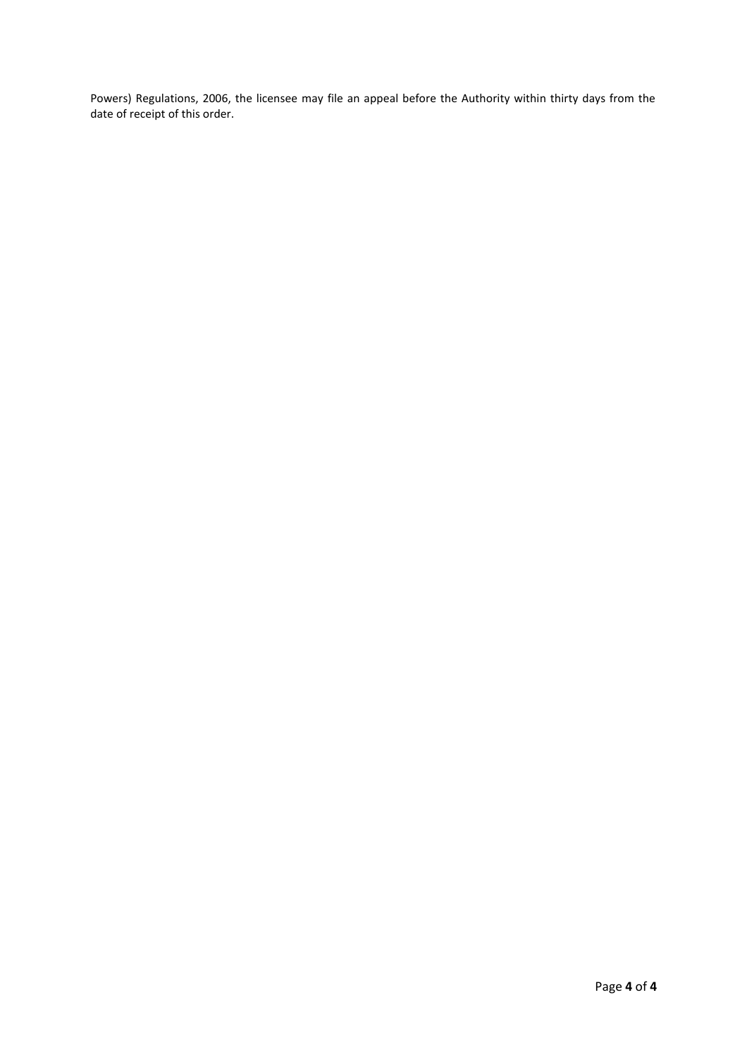Powers) Regulations, 2006, the licensee may file an appeal before the Authority within thirty days from the date of receipt of this order.